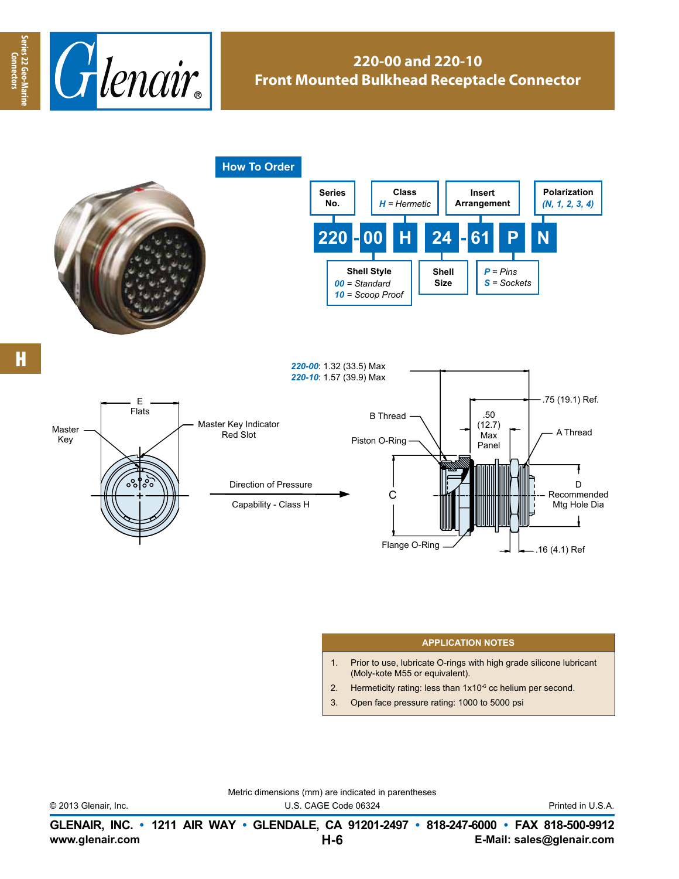# 220-00 and 220-10
## Front Mounted Bulkhead Receptacle Connector

### How To Order

| Series No. | Shell Style | Class | Shell Size | Insert Arrangement | Pins/Sockets | Polarization |
|---|---|---|---|---|---|---|
| 220 | 00 | H | 24 | 61 | P | N |

- **Series No.**: 220
- **Shell Style**: *00* = Standard, *10* = Scoop Proof
- **Class**: *H* = Hermetic
- **Shell Size**
- **Insert Arrangement**
- *P* = Pins, *S* = Sockets
- **Polarization**: *(N, 1, 2, 3, 4)*

*220-00*: 1.32 (33.5) Max
*220-10*: 1.57 (39.9) Max

E Flats
Master Key
Master Key Indicator Red Slot
Direction of Pressure Capability - Class H
B Thread
Piston O-Ring
.50 (12.7) Max Panel
.75 (19.1) Ref.
A Thread
C
D Recommended Mtg Hole Dia
Flange O-Ring
.16 (4.1) Ref

### APPLICATION NOTES

1. Prior to use, lubricate O-rings with high grade silicone lubricant (Moly-kote M55 or equivalent).
2. Hermeticity rating: less than $1x10^{-6}$ cc helium per second.
3. Open face pressure rating: 1000 to 5000 psi

Metric dimensions (mm) are indicated in parentheses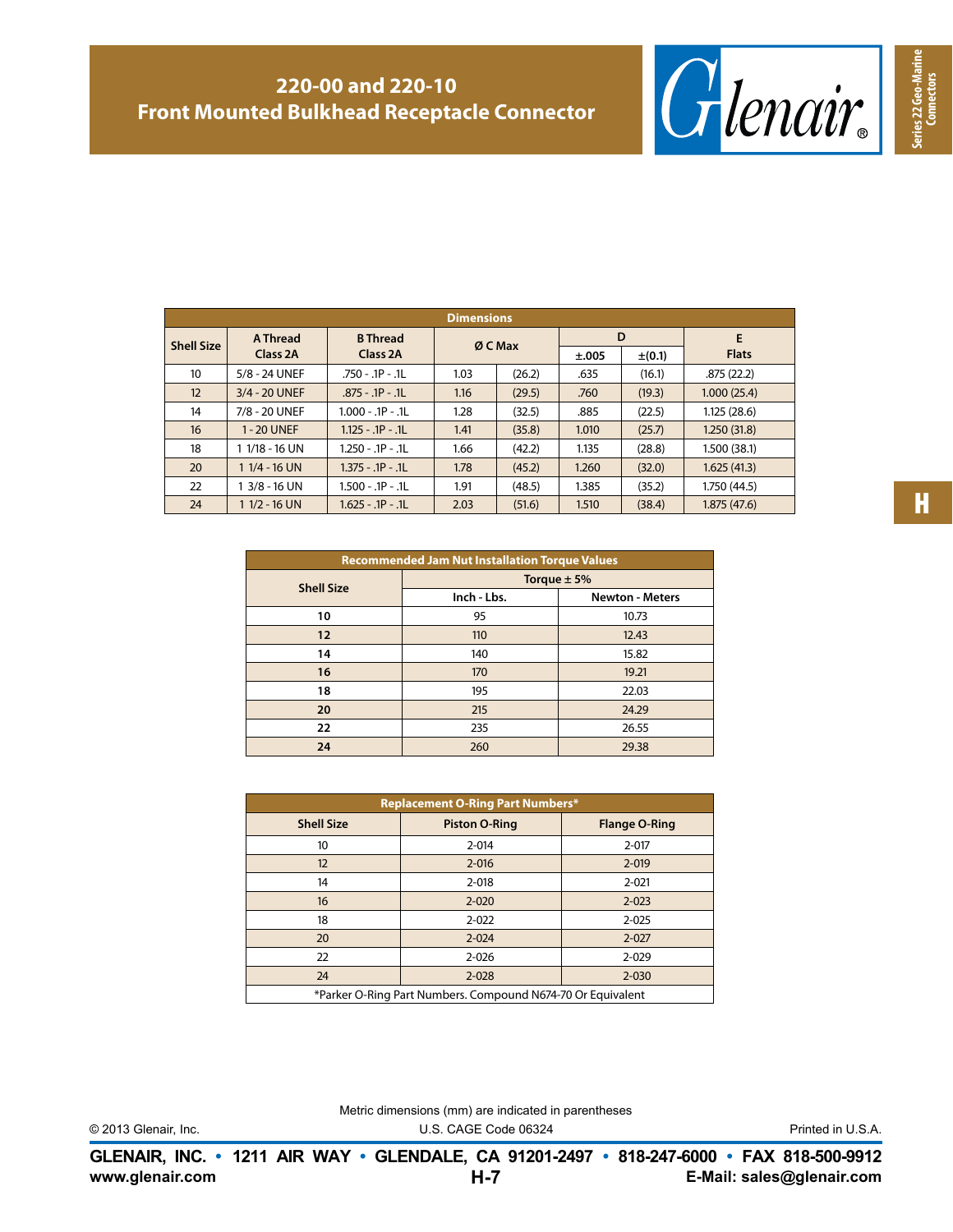# 220-00 and 220-10
## Front Mounted Bulkhead Receptacle Connector

| Dimensions | | | | | | | |
|---|---|---|---|---|---|---|---|
| Shell Size | A Thread Class 2A | B Thread Class 2A | Ø C Max | | D | | E Flats |
| | | | | | ±.005 | ±(0.1) | |
| 10 | 5/8 - 24 UNEF | .750 - .1P - .1L | 1.03 | (26.2) | .635 | (16.1) | .875 (22.2) |
| 12 | 3/4 - 20 UNEF | .875 - .1P - .1L | 1.16 | (29.5) | .760 | (19.3) | 1.000 (25.4) |
| 14 | 7/8 - 20 UNEF | 1.000 - .1P - .1L | 1.28 | (32.5) | .885 | (22.5) | 1.125 (28.6) |
| 16 | 1 - 20 UNEF | 1.125 - .1P - .1L | 1.41 | (35.8) | 1.010 | (25.7) | 1.250 (31.8) |
| 18 | 1 1/18 - 16 UN | 1.250 - .1P - .1L | 1.66 | (42.2) | 1.135 | (28.8) | 1.500 (38.1) |
| 20 | 1 1/4 - 16 UN | 1.375 - .1P - .1L | 1.78 | (45.2) | 1.260 | (32.0) | 1.625 (41.3) |
| 22 | 1 3/8 - 16 UN | 1.500 - .1P - .1L | 1.91 | (48.5) | 1.385 | (35.2) | 1.750 (44.5) |
| 24 | 1 1/2 - 16 UN | 1.625 - .1P - .1L | 2.03 | (51.6) | 1.510 | (38.4) | 1.875 (47.6) |

| Recommended Jam Nut Installation Torque Values | | |
|---|---|---|
| Shell Size | Torque ± 5% | |
| | Inch - Lbs. | Newton - Meters |
| **10** | 95 | 10.73 |
| **12** | 110 | 12.43 |
| **14** | 140 | 15.82 |
| **16** | 170 | 19.21 |
| **18** | 195 | 22.03 |
| **20** | 215 | 24.29 |
| **22** | 235 | 26.55 |
| **24** | 260 | 29.38 |

| Replacement O-Ring Part Numbers* | | |
|---|---|---|
| Shell Size | Piston O-Ring | Flange O-Ring |
| 10 | 2-014 | 2-017 |
| 12 | 2-016 | 2-019 |
| 14 | 2-018 | 2-021 |
| 16 | 2-020 | 2-023 |
| 18 | 2-022 | 2-025 |
| 20 | 2-024 | 2-027 |
| 22 | 2-026 | 2-029 |
| 24 | 2-028 | 2-030 |
| *Parker O-Ring Part Numbers. Compound N674-70 Or Equivalent | | |

Metric dimensions (mm) are indicated in parentheses